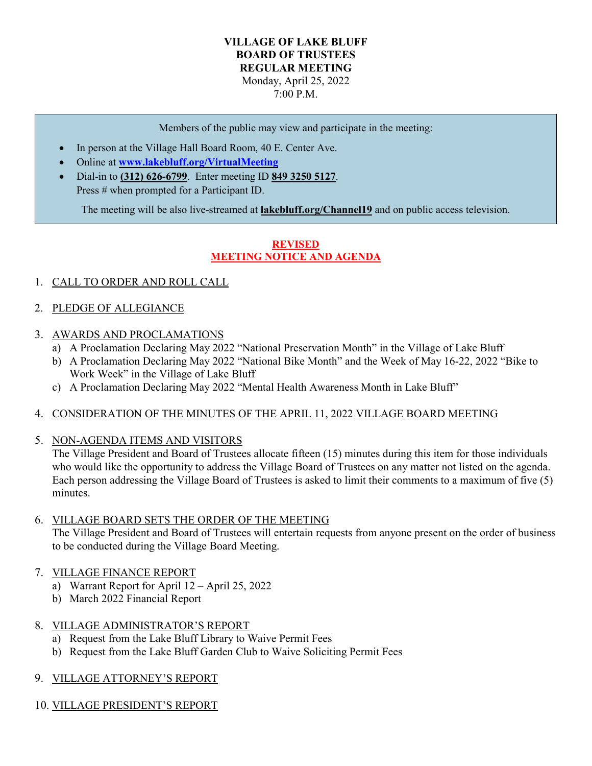**VILLAGE OF LAKE BLUFF**
**BOARD OF TRUSTEES**
**REGULAR MEETING**
Monday, April 25, 2022
7:00 P.M.

Members of the public may view and participate in the meeting:

- In person at the Village Hall Board Room, 40 E. Center Ave.
- Online at **[www.lakebluff.org/VirtualMeeting](www.lakebluff.org/VirtualMeeting)**
- Dial-in to **(312) 626-6799**. Enter meeting ID **849 3250 5127**.
  Press # when prompted for a Participant ID.

The meeting will be also live-streamed at **lakebluff.org/Channel19** and on public access television.

**REVISED**
**MEETING NOTICE AND AGENDA**

1. CALL TO ORDER AND ROLL CALL

2. PLEDGE OF ALLEGIANCE

3. AWARDS AND PROCLAMATIONS
   a) A Proclamation Declaring May 2022 "National Preservation Month" in the Village of Lake Bluff
   b) A Proclamation Declaring May 2022 "National Bike Month" and the Week of May 16-22, 2022 "Bike to Work Week" in the Village of Lake Bluff
   c) A Proclamation Declaring May 2022 "Mental Health Awareness Month in Lake Bluff"

4. CONSIDERATION OF THE MINUTES OF THE APRIL 11, 2022 VILLAGE BOARD MEETING

5. NON-AGENDA ITEMS AND VISITORS
   The Village President and Board of Trustees allocate fifteen (15) minutes during this item for those individuals who would like the opportunity to address the Village Board of Trustees on any matter not listed on the agenda. Each person addressing the Village Board of Trustees is asked to limit their comments to a maximum of five (5) minutes.

6. VILLAGE BOARD SETS THE ORDER OF THE MEETING
   The Village President and Board of Trustees will entertain requests from anyone present on the order of business to be conducted during the Village Board Meeting.

7. VILLAGE FINANCE REPORT
   a) Warrant Report for April 12 – April 25, 2022
   b) March 2022 Financial Report

8. VILLAGE ADMINISTRATOR'S REPORT
   a) Request from the Lake Bluff Library to Waive Permit Fees
   b) Request from the Lake Bluff Garden Club to Waive Soliciting Permit Fees

9. VILLAGE ATTORNEY'S REPORT

10. VILLAGE PRESIDENT'S REPORT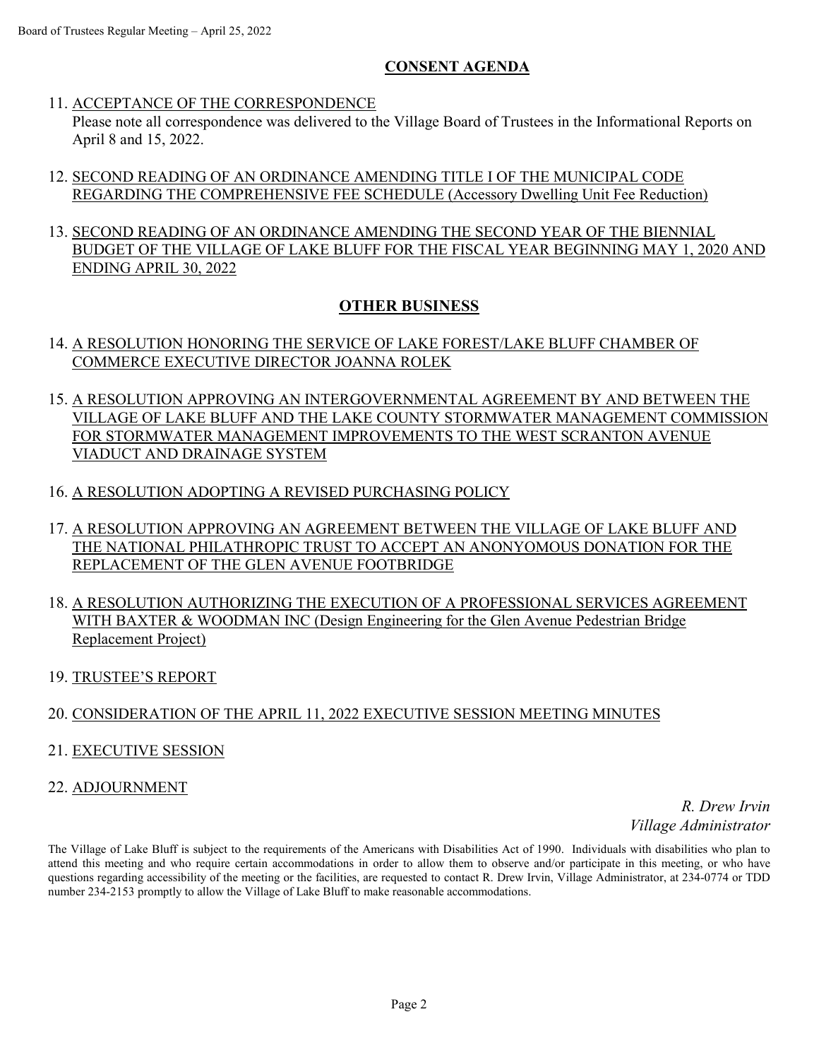## CONSENT AGENDA

11. ACCEPTANCE OF THE CORRESPONDENCE

    Please note all correspondence was delivered to the Village Board of Trustees in the Informational Reports on April 8 and 15, 2022.

12. SECOND READING OF AN ORDINANCE AMENDING TITLE I OF THE MUNICIPAL CODE REGARDING THE COMPREHENSIVE FEE SCHEDULE (Accessory Dwelling Unit Fee Reduction)

13. SECOND READING OF AN ORDINANCE AMENDING THE SECOND YEAR OF THE BIENNIAL BUDGET OF THE VILLAGE OF LAKE BLUFF FOR THE FISCAL YEAR BEGINNING MAY 1, 2020 AND ENDING APRIL 30, 2022

## OTHER BUSINESS

14. A RESOLUTION HONORING THE SERVICE OF LAKE FOREST/LAKE BLUFF CHAMBER OF COMMERCE EXECUTIVE DIRECTOR JOANNA ROLEK

15. A RESOLUTION APPROVING AN INTERGOVERNMENTAL AGREEMENT BY AND BETWEEN THE VILLAGE OF LAKE BLUFF AND THE LAKE COUNTY STORMWATER MANAGEMENT COMMISSION FOR STORMWATER MANAGEMENT IMPROVEMENTS TO THE WEST SCRANTON AVENUE VIADUCT AND DRAINAGE SYSTEM

16. A RESOLUTION ADOPTING A REVISED PURCHASING POLICY

17. A RESOLUTION APPROVING AN AGREEMENT BETWEEN THE VILLAGE OF LAKE BLUFF AND THE NATIONAL PHILATHROPIC TRUST TO ACCEPT AN ANONYOMOUS DONATION FOR THE REPLACEMENT OF THE GLEN AVENUE FOOTBRIDGE

18. A RESOLUTION AUTHORIZING THE EXECUTION OF A PROFESSIONAL SERVICES AGREEMENT WITH BAXTER & WOODMAN INC (Design Engineering for the Glen Avenue Pedestrian Bridge Replacement Project)

19. TRUSTEE'S REPORT

20. CONSIDERATION OF THE APRIL 11, 2022 EXECUTIVE SESSION MEETING MINUTES

21. EXECUTIVE SESSION

22. ADJOURNMENT

*R. Drew Irvin*
*Village Administrator*

The Village of Lake Bluff is subject to the requirements of the Americans with Disabilities Act of 1990. Individuals with disabilities who plan to attend this meeting and who require certain accommodations in order to allow them to observe and/or participate in this meeting, or who have questions regarding accessibility of the meeting or the facilities, are requested to contact R. Drew Irvin, Village Administrator, at 234-0774 or TDD number 234-2153 promptly to allow the Village of Lake Bluff to make reasonable accommodations.